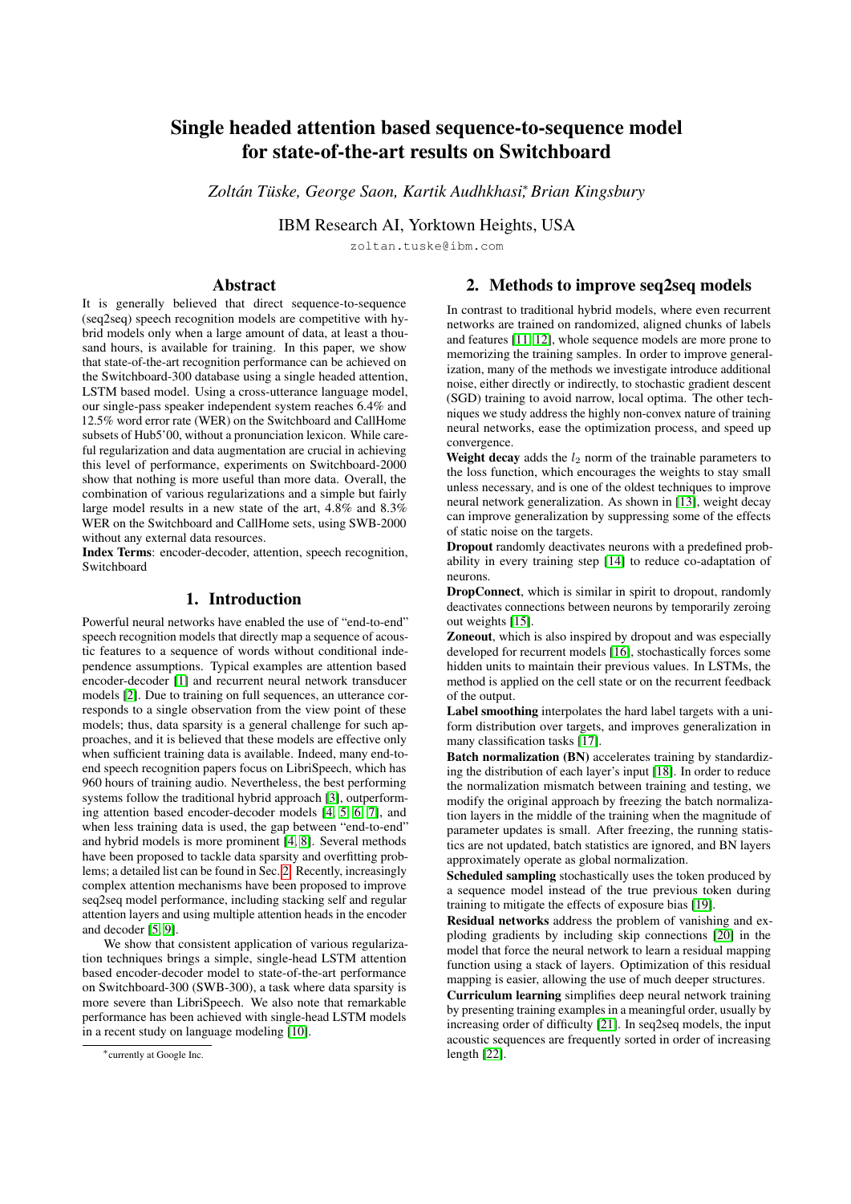# Single headed attention based sequence-to-sequence model for state-of-the-art results on Switchboard

*Zoltán Tüske, George Saon, Kartik Audhkhasi*, Brian Kingsbury*

IBM Research AI, Yorktown Heights, USA

zoltan.tuske@ibm.com

## Abstract

It is generally believed that direct sequence-to-sequence (seq2seq) speech recognition models are competitive with hybrid models only when a large amount of data, at least a thousand hours, is available for training. In this paper, we show that state-of-the-art recognition performance can be achieved on the Switchboard-300 database using a single headed attention, LSTM based model. Using a cross-utterance language model, our single-pass speaker independent system reaches 6.4% and 12.5% word error rate (WER) on the Switchboard and CallHome subsets of Hub5'00, without a pronunciation lexicon. While careful regularization and data augmentation are crucial in achieving this level of performance, experiments on Switchboard-2000 show that nothing is more useful than more data. Overall, the combination of various regularizations and a simple but fairly large model results in a new state of the art, 4.8% and 8.3% WER on the Switchboard and CallHome sets, using SWB-2000 without any external data resources.

**Index Terms**: encoder-decoder, attention, speech recognition, Switchboard

## 1. Introduction

Powerful neural networks have enabled the use of "end-to-end" speech recognition models that directly map a sequence of acoustic features to a sequence of words without conditional independence assumptions. Typical examples are attention based encoder-decoder [1] and recurrent neural network transducer models [2]. Due to training on full sequences, an utterance corresponds to a single observation from the view point of these models; thus, data sparsity is a general challenge for such approaches, and it is believed that these models are effective only when sufficient training data is available. Indeed, many end-to-end speech recognition papers focus on LibriSpeech, which has 960 hours of training audio. Nevertheless, the best performing systems follow the traditional hybrid approach [3], outperforming attention based encoder-decoder models [4, 5, 6, 7], and when less training data is used, the gap between "end-to-end" and hybrid models is more prominent [4, 8]. Several methods have been proposed to tackle data sparsity and overfitting problems; a detailed list can be found in Sec. 2. Recently, increasingly complex attention mechanisms have been proposed to improve seq2seq model performance, including stacking self and regular attention layers and using multiple attention heads in the encoder and decoder [5, 9].

We show that consistent application of various regularization techniques brings a simple, single-head LSTM attention based encoder-decoder model to state-of-the-art performance on Switchboard-300 (SWB-300), a task where data sparsity is more severe than LibriSpeech. We also note that remarkable performance has been achieved with single-head LSTM models in a recent study on language modeling [10].

*currently at Google Inc.

## 2. Methods to improve seq2seq models

In contrast to traditional hybrid models, where even recurrent networks are trained on randomized, aligned chunks of labels and features [11, 12], whole sequence models are more prone to memorizing the training samples. In order to improve generalization, many of the methods we investigate introduce additional noise, either directly or indirectly, to stochastic gradient descent (SGD) training to avoid narrow, local optima. The other techniques we study address the highly non-convex nature of training neural networks, ease the optimization process, and speed up convergence.

**Weight decay** adds the $l_2$ norm of the trainable parameters to the loss function, which encourages the weights to stay small unless necessary, and is one of the oldest techniques to improve neural network generalization. As shown in [13], weight decay can improve generalization by suppressing some of the effects of static noise on the targets.

**Dropout** randomly deactivates neurons with a predefined probability in every training step [14] to reduce co-adaptation of neurons.

**DropConnect**, which is similar in spirit to dropout, randomly deactivates connections between neurons by temporarily zeroing out weights [15].

**Zoneout**, which is also inspired by dropout and was especially developed for recurrent models [16], stochastically forces some hidden units to maintain their previous values. In LSTMs, the method is applied on the cell state or on the recurrent feedback of the output.

**Label smoothing** interpolates the hard label targets with a uniform distribution over targets, and improves generalization in many classification tasks [17].

**Batch normalization (BN)** accelerates training by standardizing the distribution of each layer's input [18]. In order to reduce the normalization mismatch between training and testing, we modify the original approach by freezing the batch normalization layers in the middle of the training when the magnitude of parameter updates is small. After freezing, the running statistics are not updated, batch statistics are ignored, and BN layers approximately operate as global normalization.

**Scheduled sampling** stochastically uses the token produced by a sequence model instead of the true previous token during training to mitigate the effects of exposure bias [19].

**Residual networks** address the problem of vanishing and exploding gradients by including skip connections [20] in the model that force the neural network to learn a residual mapping function using a stack of layers. Optimization of this residual mapping is easier, allowing the use of much deeper structures.

**Curriculum learning** simplifies deep neural network training by presenting training examples in a meaningful order, usually by increasing order of difficulty [21]. In seq2seq models, the input acoustic sequences are frequently sorted in order of increasing length [22].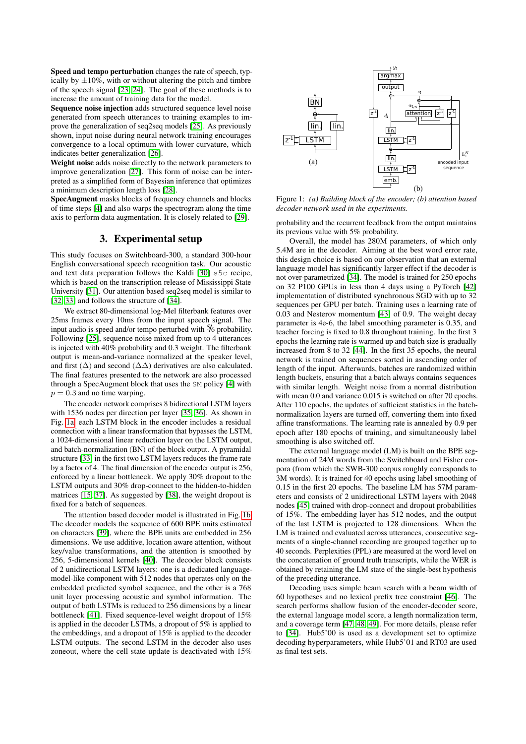**Speed and tempo perturbation** changes the rate of speech, typically by ±10%, with or without altering the pitch and timbre of the speech signal [23, 24]. The goal of these methods is to increase the amount of training data for the model.

**Sequence noise injection** adds structured sequence level noise generated from speech utterances to training examples to improve the generalization of seq2seq models [25]. As previously shown, input noise during neural network training encourages convergence to a local optimum with lower curvature, which indicates better generalization [26].

**Weight noise** adds noise directly to the network parameters to improve generalization [27]. This form of noise can be interpreted as a simplified form of Bayesian inference that optimizes a minimum description length loss [28].

**SpecAugment** masks blocks of frequency channels and blocks of time steps [4] and also warps the spectrogram along the time axis to perform data augmentation. It is closely related to [29].

## 3. Experimental setup

This study focuses on Switchboard-300, a standard 300-hour English conversational speech recognition task. Our acoustic and text data preparation follows the Kaldi [30] s5c recipe, which is based on the transcription release of Mississippi State University [31]. Our attention based seq2seq model is similar to [32, 33] and follows the structure of [34].

We extract 80-dimensional log-Mel filterbank features over 25ms frames every 10ms from the input speech signal. The input audio is speed and/or tempo perturbed with 5⁄6 probability. Following [25], sequence noise mixed from up to 4 utterances is injected with 40% probability and 0.3 weight. The filterbank output is mean-and-variance normalized at the speaker level, and first ($\Delta$) and second ($\Delta\Delta$) derivatives are also calculated. The final features presented to the network are also processed through a SpecAugment block that uses the SM policy [4] with $p = 0.3$ and no time warping.

The encoder network comprises 8 bidirectional LSTM layers with 1536 nodes per direction per layer [35, 36]. As shown in Fig. 1a, each LSTM block in the encoder includes a residual connection with a linear transformation that bypasses the LSTM, a 1024-dimensional linear reduction layer on the LSTM output, and batch-normalization (BN) of the block output. A pyramidal structure [33] in the first two LSTM layers reduces the frame rate by a factor of 4. The final dimension of the encoder output is 256, enforced by a linear bottleneck. We apply 30% dropout to the LSTM outputs and 30% drop-connect to the hidden-to-hidden matrices [15, 37]. As suggested by [38], the weight dropout is fixed for a batch of sequences.

The attention based decoder model is illustrated in Fig. 1b. The decoder models the sequence of 600 BPE units estimated on characters [39], where the BPE units are embedded in 256 dimensions. We use additive, location aware attention, without key/value transformations, and the attention is smoothed by 256, 5-dimensional kernels [40]. The decoder block consists of 2 unidirectional LSTM layers: one is a dedicated language-model-like component with 512 nodes that operates only on the embedded predicted symbol sequence, and the other is a 768 unit layer processing acoustic and symbol information. The output of both LSTMs is reduced to 256 dimensions by a linear bottleneck [41]. Fixed sequence-level weight dropout of 15% is applied in the decoder LSTMs, a dropout of 5% is applied to the embeddings, and a dropout of 15% is applied to the decoder LSTM outputs. The second LSTM in the decoder also uses zoneout, where the cell state update is deactivated with 15% probability and the recurrent feedback from the output maintains its previous value with 5% probability.

Figure 1: *(a) Building block of the encoder; (b) attention based decoder network used in the experiments.*

Overall, the model has 280M parameters, of which only 5.4M are in the decoder. Aiming at the best word error rate, this design choice is based on our observation that an external language model has significantly larger effect if the decoder is not over-parametrized [34]. The model is trained for 250 epochs on 32 P100 GPUs in less than 4 days using a PyTorch [42] implementation of distributed synchronous SGD with up to 32 sequences per GPU per batch. Training uses a learning rate of 0.03 and Nesterov momentum [43] of 0.9. The weight decay parameter is 4e-6, the label smoothing parameter is 0.35, and teacher forcing is fixed to 0.8 throughout training. In the first 3 epochs the learning rate is warmed up and batch size is gradually increased from 8 to 32 [44]. In the first 35 epochs, the neural network is trained on sequences sorted in ascending order of length of the input. Afterwards, batches are randomized within length buckets, ensuring that a batch always contains sequences with similar length. Weight noise from a normal distribution with mean 0.0 and variance 0.015 is switched on after 70 epochs. After 110 epochs, the updates of sufficient statistics in the batch-normalization layers are turned off, converting them into fixed affine transformations. The learning rate is annealed by 0.9 per epoch after 180 epochs of training, and simultaneously label smoothing is also switched off.

The external language model (LM) is built on the BPE segmentation of 24M words from the Switchboard and Fisher corpora (from which the SWB-300 corpus roughly corresponds to 3M words). It is trained for 40 epochs using label smoothing of 0.15 in the first 20 epochs. The baseline LM has 57M parameters and consists of 2 unidirectional LSTM layers with 2048 nodes [45] trained with drop-connect and dropout probabilities of 15%. The embedding layer has 512 nodes, and the output of the last LSTM is projected to 128 dimensions. When the LM is trained and evaluated across utterances, consecutive segments of a single-channel recording are grouped together up to 40 seconds. Perplexities (PPL) are measured at the word level on the concatenation of ground truth transcripts, while the WER is obtained by retaining the LM state of the single-best hypothesis of the preceding utterance.

Decoding uses simple beam search with a beam width of 60 hypotheses and no lexical prefix tree constraint [46]. The search performs shallow fusion of the encoder-decoder score, the external language model score, a length normalization term, and a coverage term [47, 48, 49]. For more details, please refer to [34]. Hub5'00 is used as a development set to optimize decoding hyperparameters, while Hub5'01 and RT03 are used as final test sets.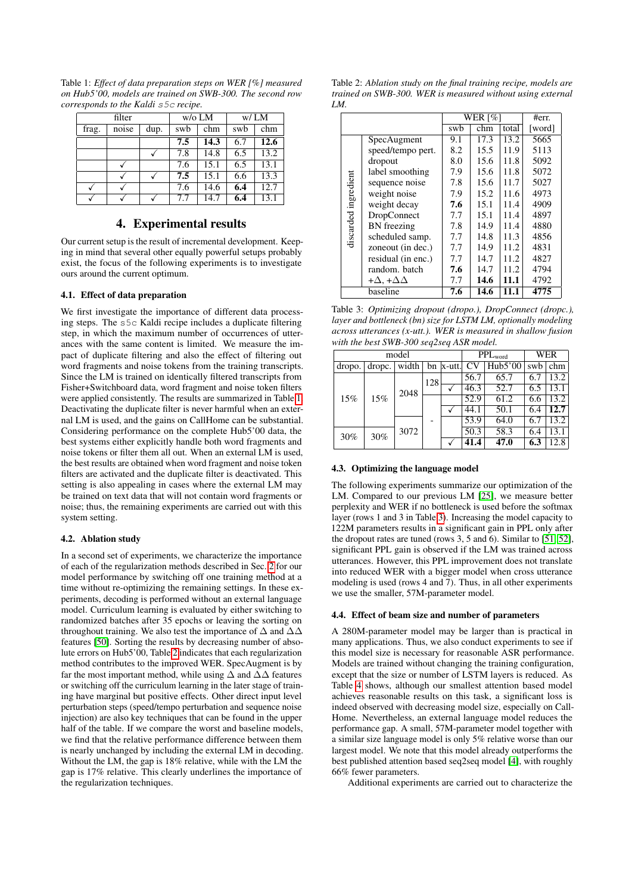Table 1: *Effect of data preparation steps on WER [%] measured on Hub5'00, models are trained on SWB-300. The second row corresponds to the Kaldi* `s5c` *recipe.*

| filter | | | w/o LM | | w/ LM | |
|---|---|---|---|---|---|---|
| frag. | noise | dup. | swb | chm | swb | chm |
| | | | **7.5** | **14.3** | 6.7 | **12.6** |
| | | ✓ | 7.8 | 14.8 | 6.5 | 13.2 |
| | ✓ | | 7.6 | 15.1 | 6.5 | 13.1 |
| | ✓ | ✓ | **7.5** | 15.1 | 6.6 | 13.3 |
| ✓ | ✓ | | 7.6 | 14.6 | **6.4** | 12.7 |
| ✓ | ✓ | ✓ | 7.7 | 14.7 | **6.4** | 13.1 |

# 4. Experimental results

Our current setup is the result of incremental development. Keeping in mind that several other equally powerful setups probably exist, the focus of the following experiments is to investigate ours around the current optimum.

### 4.1. Effect of data preparation

We first investigate the importance of different data processing steps. The `s5c` Kaldi recipe includes a duplicate filtering step, in which the maximum number of occurrences of utterances with the same content is limited. We measure the impact of duplicate filtering and also the effect of filtering out word fragments and noise tokens from the training transcripts. Since the LM is trained on identically filtered transcripts from Fisher+Switchboard data, word fragment and noise token filters were applied consistently. The results are summarized in Table 1. Deactivating the duplicate filter is never harmful when an external LM is used, and the gains on CallHome can be substantial. Considering performance on the complete Hub5'00 data, the best systems either explicitly handle both word fragments and noise tokens or filter them all out. When an external LM is used, the best results are obtained when word fragment and noise token filters are activated and the duplicate filter is deactivated. This setting is also appealing in cases where the external LM may be trained on text data that will not contain word fragments or noise; thus, the remaining experiments are carried out with this system setting.

### 4.2. Ablation study

In a second set of experiments, we characterize the importance of each of the regularization methods described in Sec. 2 for our model performance by switching off one training method at a time without re-optimizing the remaining settings. In these experiments, decoding is performed without an external language model. Curriculum learning is evaluated by either switching to randomized batches after 35 epochs or leaving the sorting on throughout training. We also test the importance of $\Delta$ and $\Delta\Delta$ features [50]. Sorting the results by decreasing number of absolute errors on Hub5'00, Table 2 indicates that each regularization method contributes to the improved WER. SpecAugment is by far the most important method, while using $\Delta$ and $\Delta\Delta$ features or switching off the curriculum learning in the later stage of training have marginal but positive effects. Other direct input level perturbation steps (speed/tempo perturbation and sequence noise injection) are also key techniques that can be found in the upper half of the table. If we compare the worst and baseline models, we find that the relative performance difference between them is nearly unchanged by including the external LM in decoding. Without the LM, the gap is 18% relative, while with the LM the gap is 17% relative. This clearly underlines the importance of the regularization techniques.

Table 2: *Ablation study on the final training recipe, models are trained on SWB-300. WER is measured without using external LM.*

| | | WER [%] | | | #err. |
|---|---|---|---|---|---|
| | | swb | chm | total | [word] |
| discarded ingredient | SpecAugment | 9.1 | 17.3 | 13.2 | 5665 |
| | speed/tempo pert. | 8.2 | 15.5 | 11.9 | 5113 |
| | dropout | 8.0 | 15.6 | 11.8 | 5092 |
| | label smoothing | 7.9 | 15.6 | 11.8 | 5072 |
| | sequence noise | 7.8 | 15.6 | 11.7 | 5027 |
| | weight noise | 7.9 | 15.2 | 11.6 | 4973 |
| | weight decay | **7.6** | 15.1 | 11.4 | 4909 |
| | DropConnect | 7.7 | 15.1 | 11.4 | 4897 |
| | BN freezing | 7.8 | 14.9 | 11.4 | 4880 |
| | scheduled samp. | 7.7 | 14.8 | 11.3 | 4856 |
| | zoneout (in dec.) | 7.7 | 14.9 | 11.2 | 4831 |
| | residual (in enc.) | 7.7 | 14.7 | 11.2 | 4827 |
| | random. batch | **7.6** | 14.7 | 11.2 | 4794 |
| | $+\Delta$, $+\Delta\Delta$ | 7.7 | **14.6** | **11.1** | 4792 |
| baseline | | **7.6** | **14.6** | **11.1** | **4775** |

Table 3: *Optimizing dropout (dropo.), DropConnect (dropc.), layer and bottleneck (bn) size for LSTM LM, optionally modeling across utterances (x-utt.). WER is measured in shallow fusion with the best SWB-300 seq2seq ASR model.*

| model | | | | | $\text{PPL}_{\text{word}}$ | | WER | |
|---|---|---|---|---|---|---|---|---|
| dropo. | dropc. | width | bn | x-utt. | CV | Hub5'00 | swb | chm |
| 15% | 15% | 2048 | 128 | | 56.7 | 65.7 | 6.7 | 13.2 |
| | | | | ✓ | 46.3 | 52.7 | 6.5 | 13.1 |
| | | | - | | 52.9 | 61.2 | 6.6 | 13.2 |
| | | | | ✓ | 44.1 | 50.1 | 6.4 | **12.7** |
| | | 3072 | | | 53.9 | 64.0 | 6.7 | 13.2 |
| 30% | 30% | | | | 50.3 | 58.3 | 6.4 | 13.1 |
| | | | | ✓ | **41.4** | **47.0** | **6.3** | 12.8 |

### 4.3. Optimizing the language model

The following experiments summarize our optimization of the LM. Compared to our previous LM [25], we measure better perplexity and WER if no bottleneck is used before the softmax layer (rows 1 and 3 in Table 3). Increasing the model capacity to 122M parameters results in a significant gain in PPL only after the dropout rates are tuned (rows 3, 5 and 6). Similar to [51, 52], significant PPL gain is observed if the LM was trained across utterances. However, this PPL improvement does not translate into reduced WER with a bigger model when cross utterance modeling is used (rows 4 and 7). Thus, in all other experiments we use the smaller, 57M-parameter model.

### 4.4. Effect of beam size and number of parameters

A 280M-parameter model may be larger than is practical in many applications. Thus, we also conduct experiments to see if this model size is necessary for reasonable ASR performance. Models are trained without changing the training configuration, except that the size or number of LSTM layers is reduced. As Table 4 shows, although our smallest attention based model achieves reasonable results on this task, a significant loss is indeed observed with decreasing model size, especially on CallHome. Nevertheless, an external language model reduces the performance gap. A small, 57M-parameter model together with a similar size language model is only 5% relative worse than our largest model. We note that this model already outperforms the best published attention based seq2seq model [4], with roughly 66% fewer parameters.

Additional experiments are carried out to characterize the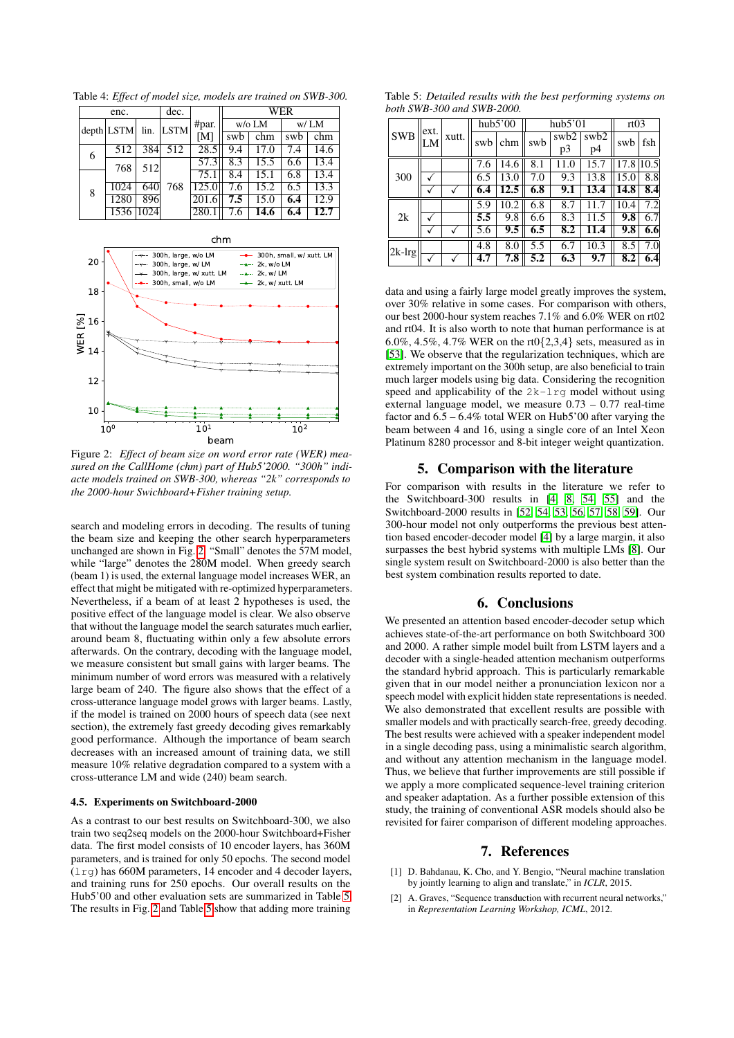Table 4: *Effect of model size, models are trained on SWB-300.*

| enc. | | | dec. | #par. | WER | | | |
|---|---|---|---|---|---|---|---|---|
| | | | | | w/o LM | | w/ LM | |
| depth | LSTM | lin. | LSTM | [M] | swb | chm | swb | chm |
| 6 | 512 | 384 | 512 | 28.5 | 9.4 | 17.0 | 7.4 | 14.6 |
| 6 | 768 | 512 | 768 | 57.3 | 8.3 | 15.5 | 6.6 | 13.4 |
| 8 | 768 | 512 | 768 | 75.1 | 8.4 | 15.1 | 6.8 | 13.4 |
| 8 | 1024 | 640 | 768 | 125.0 | 7.6 | 15.2 | 6.5 | 13.3 |
| 8 | 1280 | 896 | 768 | 201.6 | **7.5** | 15.0 | **6.4** | 12.9 |
| 8 | 1536 | 1024 | 768 | 280.1 | 7.6 | **14.6** | **6.4** | **12.7** |

Figure 2: *Effect of beam size on word error rate (WER) measured on the CallHome (chm) part of Hub5'2000. "300h" indicate models trained on SWB-300, whereas "2k" corresponds to the 2000-hour Switchboard+Fisher training setup.*

search and modeling errors in decoding. The results of tuning the beam size and keeping the other search hyperparameters unchanged are shown in Fig. 2. "Small" denotes the 57M model, while "large" denotes the 280M model. When greedy search (beam 1) is used, the external language model increases WER, an effect that might be mitigated with re-optimized hyperparameters. Nevertheless, if a beam of at least 2 hypotheses is used, the positive effect of the language model is clear. We also observe that without the language model the search saturates much earlier, around beam 8, fluctuating within only a few absolute errors afterwards. On the contrary, decoding with the language model, we measure consistent but small gains with larger beams. The minimum number of word errors was measured with a relatively large beam of 240. The figure also shows that the effect of a cross-utterance language model grows with larger beams. Lastly, if the model is trained on 2000 hours of speech data (see next section), the extremely fast greedy decoding gives remarkably good performance. Although the importance of beam search decreases with an increased amount of training data, we still measure 10% relative degradation compared to a system with a cross-utterance LM and wide (240) beam search.

### 4.5. Experiments on Switchboard-2000

As a contrast to our best results on Switchboard-300, we also train two seq2seq models on the 2000-hour Switchboard+Fisher data. The first model consists of 10 encoder layers, has 360M parameters, and is trained for only 50 epochs. The second model (`lrg`) has 660M parameters, 14 encoder and 4 decoder layers, and training runs for 250 epochs. Our overall results on the Hub5'00 and other evaluation sets are summarized in Table 5. The results in Fig. 2 and Table 5 show that adding more training

Table 5: *Detailed results with the best performing systems on both SWB-300 and SWB-2000.*

| SWB | ext. LM | xutt. | hub5'00 swb | hub5'00 chm | hub5'01 swb | hub5'01 swb2 p3 | hub5'01 swb2 p4 | rt03 swb | rt03 fsh |
|---|---|---|---|---|---|---|---|---|---|
| 300 | | | 7.6 | 14.6 | 8.1 | 11.0 | 15.7 | 17.8 | 10.5 |
| 300 | ✓ | | 6.5 | 13.0 | 7.0 | 9.3 | 13.8 | 15.0 | 8.8 |
| 300 | ✓ | ✓ | **6.4** | **12.5** | **6.8** | **9.1** | **13.4** | **14.8** | **8.4** |
| 2k | | | 5.9 | 10.2 | 6.8 | 8.7 | 11.7 | 10.4 | 7.2 |
| 2k | ✓ | | **5.5** | 9.8 | 6.6 | 8.3 | 11.5 | **9.8** | 6.7 |
| 2k | ✓ | ✓ | 5.6 | **9.5** | **6.5** | **8.2** | **11.4** | **9.8** | **6.6** |
| 2k-lrg | | | 4.8 | 8.0 | 5.5 | 6.7 | 10.3 | 8.5 | 7.0 |
| 2k-lrg | ✓ | ✓ | **4.7** | **7.8** | **5.2** | **6.3** | **9.7** | **8.2** | **6.4** |

data and using a fairly large model greatly improves the system, over 30% relative in some cases. For comparison with others, our best 2000-hour system reaches 7.1% and 6.0% WER on rt02 and rt04. It is also worth to note that human performance is at 6.0%, 4.5%, 4.7% WER on the rt0{2,3,4} sets, measured as in [53]. We observe that the regularization techniques, which are extremely important on the 300h setup, are also beneficial to train much larger models using big data. Considering the recognition speed and applicability of the `2k-lrg` model without using external language model, we measure 0.73 – 0.77 real-time factor and 6.5 – 6.4% total WER on Hub5'00 after varying the beam between 4 and 16, using a single core of an Intel Xeon Platinum 8280 processor and 8-bit integer weight quantization.

## 5. Comparison with the literature

For comparison with results in the literature we refer to the Switchboard-300 results in [4, 8, 54, 55] and the Switchboard-2000 results in [52, 54, 53, 56, 57, 58, 59]. Our 300-hour model not only outperforms the previous best attention based encoder-decoder model [4] by a large margin, it also surpasses the best hybrid systems with multiple LMs [8]. Our single system result on Switchboard-2000 is also better than the best system combination results reported to date.

## 6. Conclusions

We presented an attention based encoder-decoder setup which achieves state-of-the-art performance on both Switchboard 300 and 2000. A rather simple model built from LSTM layers and a decoder with a single-headed attention mechanism outperforms the standard hybrid approach. This is particularly remarkable given that in our model neither a pronunciation lexicon nor a speech model with explicit hidden state representations is needed. We also demonstrated that excellent results are possible with smaller models and with practically search-free, greedy decoding. The best results were achieved with a speaker independent model in a single decoding pass, using a minimalistic search algorithm, and without any attention mechanism in the language model. Thus, we believe that further improvements are still possible if we apply a more complicated sequence-level training criterion and speaker adaptation. As a further possible extension of this study, the training of conventional ASR models should also be revisited for fairer comparison of different modeling approaches.

## 7. References

[1] D. Bahdanau, K. Cho, and Y. Bengio, "Neural machine translation by jointly learning to align and translate," in *ICLR*, 2015.

[2] A. Graves, "Sequence transduction with recurrent neural networks," in *Representation Learning Workshop, ICML*, 2012.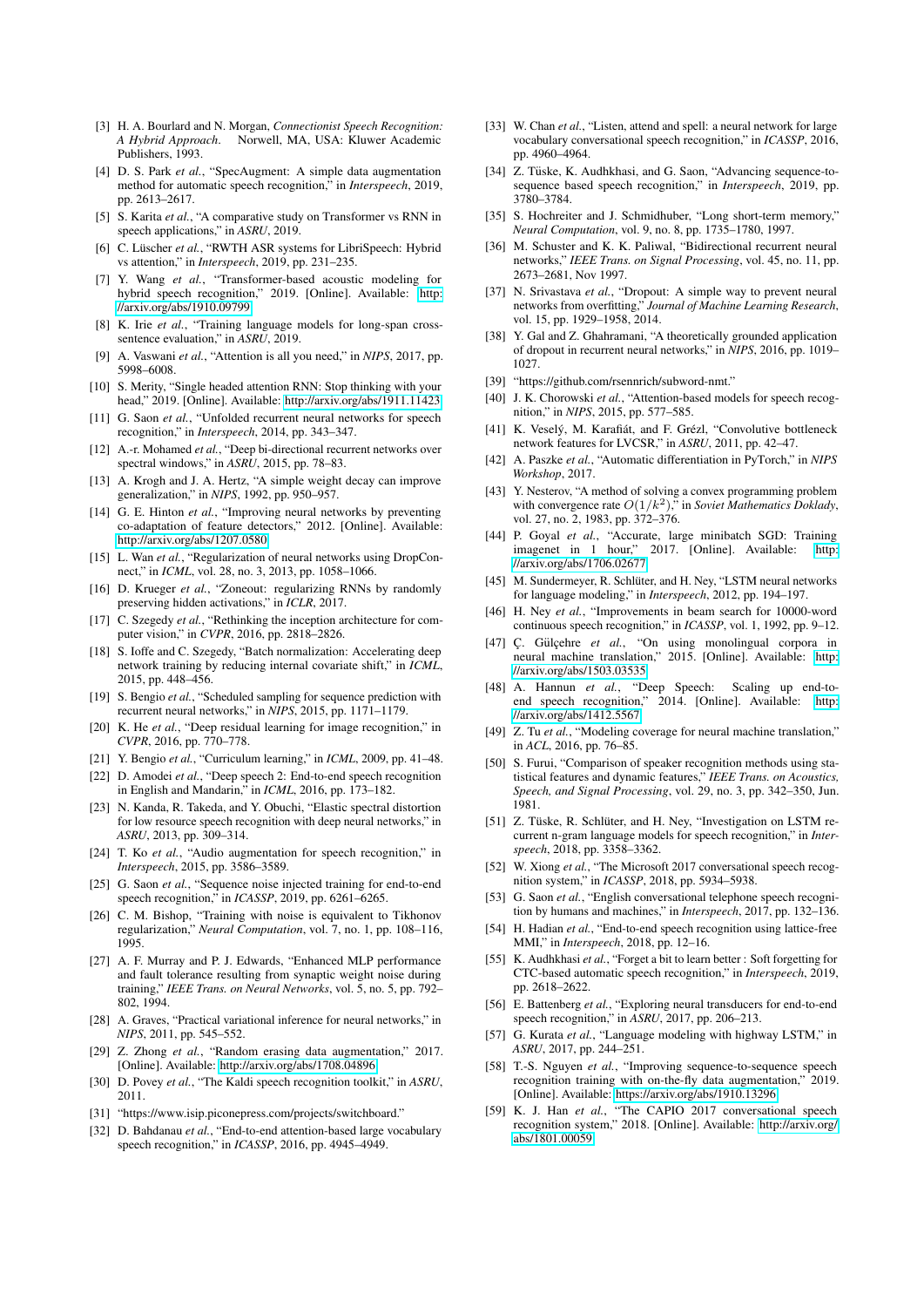[3] H. A. Bourlard and N. Morgan, *Connectionist Speech Recognition: A Hybrid Approach*. Norwell, MA, USA: Kluwer Academic Publishers, 1993.

[4] D. S. Park *et al.*, "SpecAugment: A simple data augmentation method for automatic speech recognition," in *Interspeech*, 2019, pp. 2613–2617.

[5] S. Karita *et al.*, "A comparative study on Transformer vs RNN in speech applications," in *ASRU*, 2019.

[6] C. Lüscher *et al.*, "RWTH ASR systems for LibriSpeech: Hybrid vs attention," in *Interspeech*, 2019, pp. 231–235.

[7] Y. Wang *et al.*, "Transformer-based acoustic modeling for hybrid speech recognition," 2019. [Online]. Available: http://arxiv.org/abs/1910.09799

[8] K. Irie *et al.*, "Training language models for long-span cross-sentence evaluation," in *ASRU*, 2019.

[9] A. Vaswani *et al.*, "Attention is all you need," in *NIPS*, 2017, pp. 5998–6008.

[10] S. Merity, "Single headed attention RNN: Stop thinking with your head," 2019. [Online]. Available: http://arxiv.org/abs/1911.11423

[11] G. Saon *et al.*, "Unfolded recurrent neural networks for speech recognition," in *Interspeech*, 2014, pp. 343–347.

[12] A.-r. Mohamed *et al.*, "Deep bi-directional recurrent networks over spectral windows," in *ASRU*, 2015, pp. 78–83.

[13] A. Krogh and J. A. Hertz, "A simple weight decay can improve generalization," in *NIPS*, 1992, pp. 950–957.

[14] G. E. Hinton *et al.*, "Improving neural networks by preventing co-adaptation of feature detectors," 2012. [Online]. Available: http://arxiv.org/abs/1207.0580

[15] L. Wan *et al.*, "Regularization of neural networks using DropConnect," in *ICML*, vol. 28, no. 3, 2013, pp. 1058–1066.

[16] D. Krueger *et al.*, "Zoneout: regularizing RNNs by randomly preserving hidden activations," in *ICLR*, 2017.

[17] C. Szegedy *et al.*, "Rethinking the inception architecture for computer vision," in *CVPR*, 2016, pp. 2818–2826.

[18] S. Ioffe and C. Szegedy, "Batch normalization: Accelerating deep network training by reducing internal covariate shift," in *ICML*, 2015, pp. 448–456.

[19] S. Bengio *et al.*, "Scheduled sampling for sequence prediction with recurrent neural networks," in *NIPS*, 2015, pp. 1171–1179.

[20] K. He *et al.*, "Deep residual learning for image recognition," in *CVPR*, 2016, pp. 770–778.

[21] Y. Bengio *et al.*, "Curriculum learning," in *ICML*, 2009, pp. 41–48.

[22] D. Amodei *et al.*, "Deep speech 2: End-to-end speech recognition in English and Mandarin," in *ICML*, 2016, pp. 173–182.

[23] N. Kanda, R. Takeda, and Y. Obuchi, "Elastic spectral distortion for low resource speech recognition with deep neural networks," in *ASRU*, 2013, pp. 309–314.

[24] T. Ko *et al.*, "Audio augmentation for speech recognition," in *Interspeech*, 2015, pp. 3586–3589.

[25] G. Saon *et al.*, "Sequence noise injected training for end-to-end speech recognition," in *ICASSP*, 2019, pp. 6261–6265.

[26] C. M. Bishop, "Training with noise is equivalent to Tikhonov regularization," *Neural Computation*, vol. 7, no. 1, pp. 108–116, 1995.

[27] A. F. Murray and P. J. Edwards, "Enhanced MLP performance and fault tolerance resulting from synaptic weight noise during training," *IEEE Trans. on Neural Networks*, vol. 5, no. 5, pp. 792–802, 1994.

[28] A. Graves, "Practical variational inference for neural networks," in *NIPS*, 2011, pp. 545–552.

[29] Z. Zhong *et al.*, "Random erasing data augmentation," 2017. [Online]. Available: http://arxiv.org/abs/1708.04896

[30] D. Povey *et al.*, "The Kaldi speech recognition toolkit," in *ASRU*, 2011.

[31] "https://www.isip.piconepress.com/projects/switchboard."

[32] D. Bahdanau *et al.*, "End-to-end attention-based large vocabulary speech recognition," in *ICASSP*, 2016, pp. 4945–4949.

[33] W. Chan *et al.*, "Listen, attend and spell: a neural network for large vocabulary conversational speech recognition," in *ICASSP*, 2016, pp. 4960–4964.

[34] Z. Tüske, K. Audhkhasi, and G. Saon, "Advancing sequence-to-sequence based speech recognition," in *Interspeech*, 2019, pp. 3780–3784.

[35] S. Hochreiter and J. Schmidhuber, "Long short-term memory," *Neural Computation*, vol. 9, no. 8, pp. 1735–1780, 1997.

[36] M. Schuster and K. K. Paliwal, "Bidirectional recurrent neural networks," *IEEE Trans. on Signal Processing*, vol. 45, no. 11, pp. 2673–2681, Nov 1997.

[37] N. Srivastava *et al.*, "Dropout: A simple way to prevent neural networks from overfitting," *Journal of Machine Learning Research*, vol. 15, pp. 1929–1958, 2014.

[38] Y. Gal and Z. Ghahramani, "A theoretically grounded application of dropout in recurrent neural networks," in *NIPS*, 2016, pp. 1019–1027.

[39] "https://github.com/rsennrich/subword-nmt."

[40] J. K. Chorowski *et al.*, "Attention-based models for speech recognition," in *NIPS*, 2015, pp. 577–585.

[41] K. Veselý, M. Karafiát, and F. Grézl, "Convolutive bottleneck network features for LVCSR," in *ASRU*, 2011, pp. 42–47.

[42] A. Paszke *et al.*, "Automatic differentiation in PyTorch," in *NIPS Workshop*, 2017.

[43] Y. Nesterov, "A method of solving a convex programming problem with convergence rate $O(1/k^2)$," in *Soviet Mathematics Doklady*, vol. 27, no. 2, 1983, pp. 372–376.

[44] P. Goyal *et al.*, "Accurate, large minibatch SGD: Training imagenet in 1 hour," 2017. [Online]. Available: http://arxiv.org/abs/1706.02677

[45] M. Sundermeyer, R. Schlüter, and H. Ney, "LSTM neural networks for language modeling," in *Interspeech*, 2012, pp. 194–197.

[46] H. Ney *et al.*, "Improvements in beam search for 10000-word continuous speech recognition," in *ICASSP*, vol. 1, 1992, pp. 9–12.

[47] Ç. Gülçehre *et al.*, "On using monolingual corpora in neural machine translation," 2015. [Online]. Available: http://arxiv.org/abs/1503.03535

[48] A. Hannun *et al.*, "Deep Speech: Scaling up end-to-end speech recognition," 2014. [Online]. Available: http://arxiv.org/abs/1412.5567

[49] Z. Tu *et al.*, "Modeling coverage for neural machine translation," in *ACL*, 2016, pp. 76–85.

[50] S. Furui, "Comparison of speaker recognition methods using statistical features and dynamic features," *IEEE Trans. on Acoustics, Speech, and Signal Processing*, vol. 29, no. 3, pp. 342–350, Jun. 1981.

[51] Z. Tüske, R. Schlüter, and H. Ney, "Investigation on LSTM recurrent n-gram language models for speech recognition," in *Interspeech*, 2018, pp. 3358–3362.

[52] W. Xiong *et al.*, "The Microsoft 2017 conversational speech recognition system," in *ICASSP*, 2018, pp. 5934–5938.

[53] G. Saon *et al.*, "English conversational telephone speech recognition by humans and machines," in *Interspeech*, 2017, pp. 132–136.

[54] H. Hadian *et al.*, "End-to-end speech recognition using lattice-free MMI," in *Interspeech*, 2018, pp. 12–16.

[55] K. Audhkhasi *et al.*, "Forget a bit to learn better : Soft forgetting for CTC-based automatic speech recognition," in *Interspeech*, 2019, pp. 2618–2622.

[56] E. Battenberg *et al.*, "Exploring neural transducers for end-to-end speech recognition," in *ASRU*, 2017, pp. 206–213.

[57] G. Kurata *et al.*, "Language modeling with highway LSTM," in *ASRU*, 2017, pp. 244–251.

[58] T.-S. Nguyen *et al.*, "Improving sequence-to-sequence speech recognition training with on-the-fly data augmentation," 2019. [Online]. Available: https://arxiv.org/abs/1910.13296

[59] K. J. Han *et al.*, "The CAPIO 2017 conversational speech recognition system," 2018. [Online]. Available: http://arxiv.org/abs/1801.00059